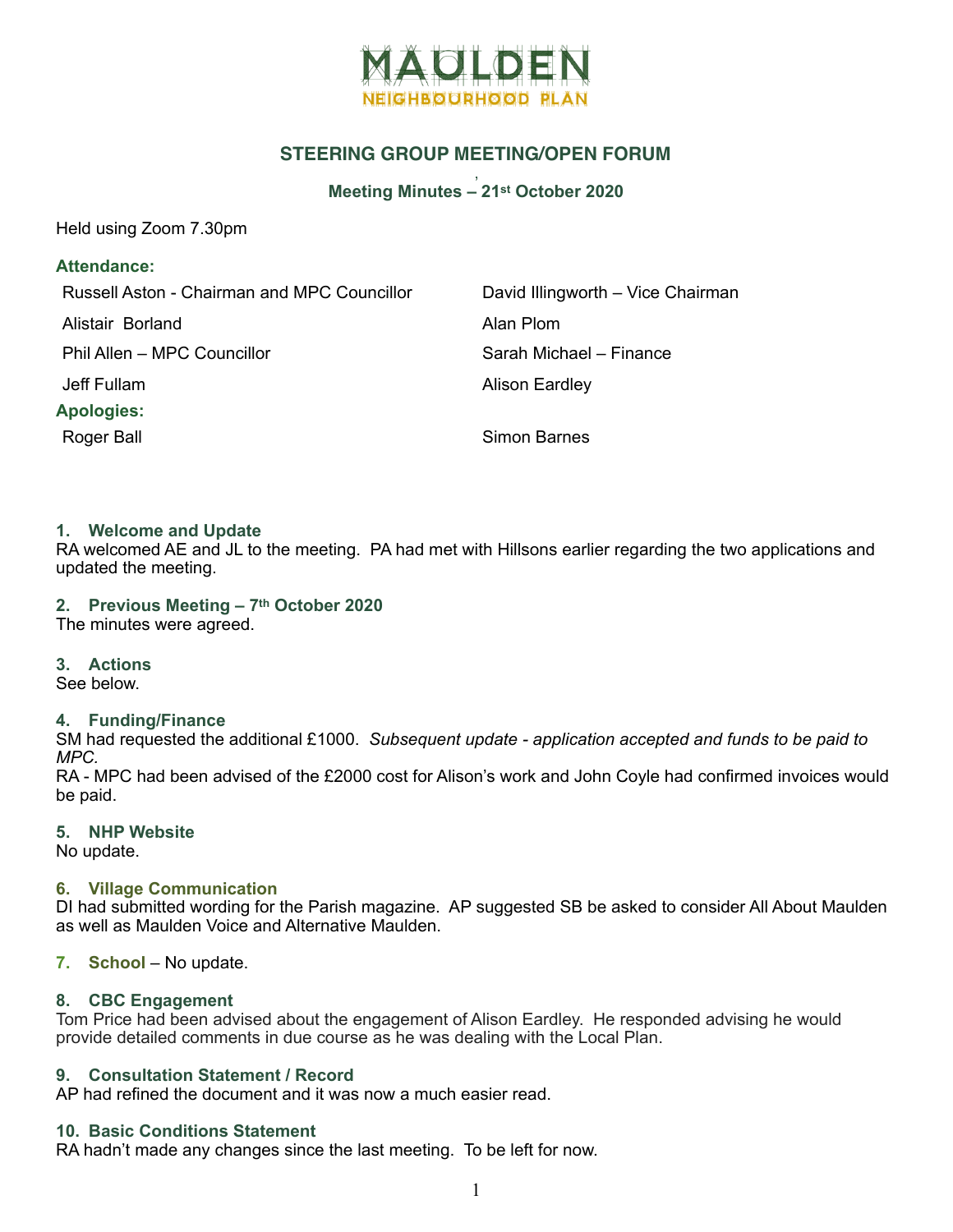# MAULDEN
## NEIGHBOURHOOD PLAN

## STEERING GROUP MEETING/OPEN FORUM

### Meeting Minutes – 21st October 2020

Held using Zoom 7.30pm

**Attendance:**

| | |
|---|---|
| Russell Aston - Chairman and MPC Councillor | David Illingworth – Vice Chairman |
| Alistair Borland | Alan Plom |
| Phil Allen – MPC Councillor | Sarah Michael – Finance |
| Jeff Fullam | Alison Eardley |

**Apologies:**

| | |
|---|---|
| Roger Ball | Simon Barnes |

### 1. Welcome and Update
RA welcomed AE and JL to the meeting. PA had met with Hillsons earlier regarding the two applications and updated the meeting.

### 2. Previous Meeting – 7th October 2020
The minutes were agreed.

### 3. Actions
See below.

### 4. Funding/Finance
SM had requested the additional £1000. *Subsequent update - application accepted and funds to be paid to MPC.*
RA - MPC had been advised of the £2000 cost for Alison's work and John Coyle had confirmed invoices would be paid.

### 5. NHP Website
No update.

### 6. Village Communication
DI had submitted wording for the Parish magazine. AP suggested SB be asked to consider All About Maulden as well as Maulden Voice and Alternative Maulden.

### 7. School – No update.

### 8. CBC Engagement
Tom Price had been advised about the engagement of Alison Eardley. He responded advising he would provide detailed comments in due course as he was dealing with the Local Plan.

### 9. Consultation Statement / Record
AP had refined the document and it was now a much easier read.

### 10. Basic Conditions Statement
RA hadn't made any changes since the last meeting. To be left for now.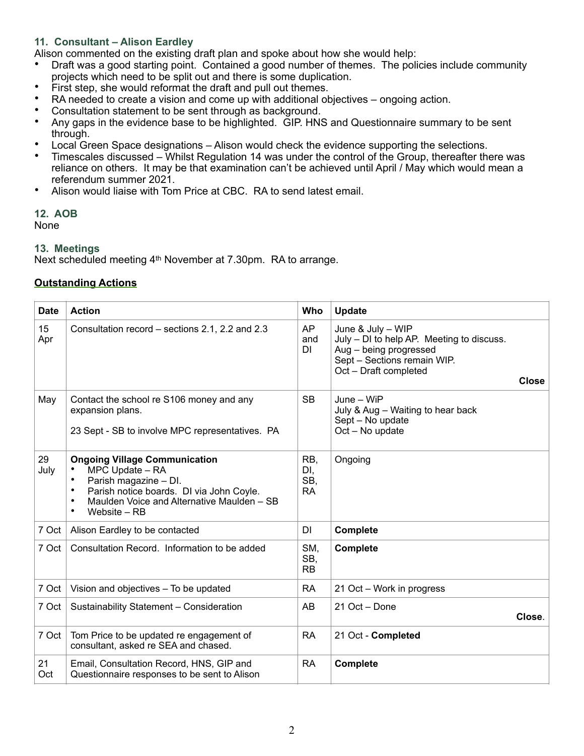### 11. Consultant – Alison Eardley

Alison commented on the existing draft plan and spoke about how she would help:

- Draft was a good starting point. Contained a good number of themes. The policies include community projects which need to be split out and there is some duplication.
- First step, she would reformat the draft and pull out themes.
- RA needed to create a vision and come up with additional objectives – ongoing action.
- Consultation statement to be sent through as background.
- Any gaps in the evidence base to be highlighted. GIP. HNS and Questionnaire summary to be sent through.
- Local Green Space designations – Alison would check the evidence supporting the selections.
- Timescales discussed – Whilst Regulation 14 was under the control of the Group, thereafter there was reliance on others. It may be that examination can't be achieved until April / May which would mean a referendum summer 2021.
- Alison would liaise with Tom Price at CBC. RA to send latest email.

### 12. AOB

None

### 13. Meetings

Next scheduled meeting 4th November at 7.30pm. RA to arrange.

**Outstanding Actions**

| Date | Action | Who | Update |
|---|---|---|---|
| 15 Apr | Consultation record – sections 2.1, 2.2 and 2.3 | AP and DI | June & July – WIP<br>July – DI to help AP. Meeting to discuss.<br>Aug – being progressed<br>Sept – Sections remain WIP.<br>Oct – Draft completed<br>**Close** |
| May | Contact the school re S106 money and any expansion plans.<br><br>23 Sept - SB to involve MPC representatives. PA | SB | June – WiP<br>July & Aug – Waiting to hear back<br>Sept – No update<br>Oct – No update |
| 29 July | **Ongoing Village Communication**<br>• MPC Update – RA<br>• Parish magazine – DI.<br>• Parish notice boards. DI via John Coyle.<br>• Maulden Voice and Alternative Maulden – SB<br>• Website – RB | RB, DI, SB, RA | Ongoing |
| 7 Oct | Alison Eardley to be contacted | DI | **Complete** |
| 7 Oct | Consultation Record. Information to be added | SM, SB, RB | **Complete** |
| 7 Oct | Vision and objectives – To be updated | RA | 21 Oct – Work in progress |
| 7 Oct | Sustainability Statement – Consideration | AB | 21 Oct – Done<br>**Close**. |
| 7 Oct | Tom Price to be updated re engagement of consultant, asked re SEA and chased. | RA | 21 Oct - **Completed** |
| 21 Oct | Email, Consultation Record, HNS, GIP and Questionnaire responses to be sent to Alison | RA | **Complete** |